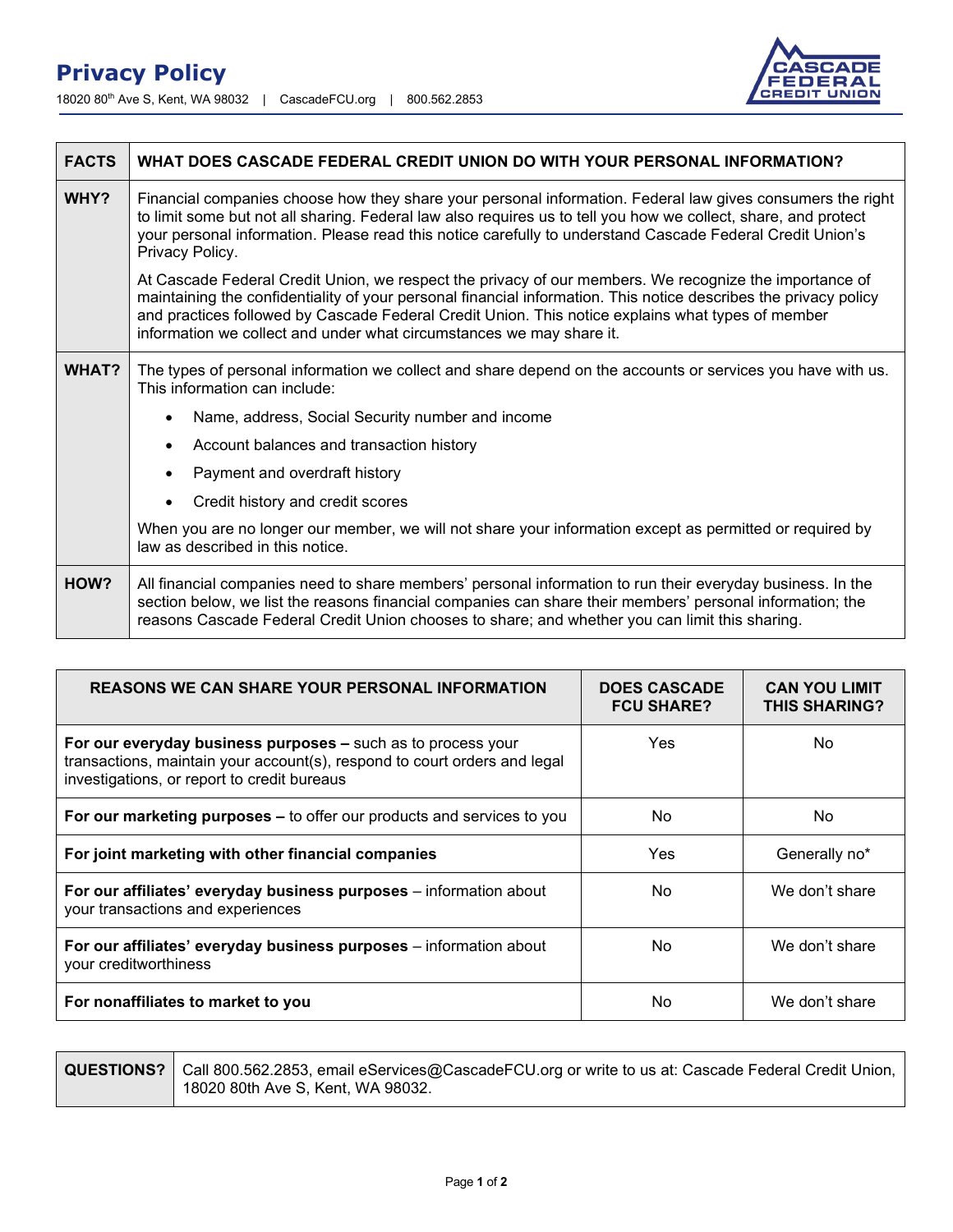# Privacy Policy

18020 80th Ave S, Kent, WA 98032 | CascadeFCU.org | 800.562.2853

| FACTS | WHAT DOES CASCADE FEDERAL CREDIT UNION DO WITH YOUR PERSONAL INFORMATION? |
|---|---|
| **WHY?** | Financial companies choose how they share your personal information. Federal law gives consumers the right to limit some but not all sharing. Federal law also requires us to tell you how we collect, share, and protect your personal information. Please read this notice carefully to understand Cascade Federal Credit Union's Privacy Policy.<br><br>At Cascade Federal Credit Union, we respect the privacy of our members. We recognize the importance of maintaining the confidentiality of your personal financial information. This notice describes the privacy policy and practices followed by Cascade Federal Credit Union. This notice explains what types of member information we collect and under what circumstances we may share it. |
| **WHAT?** | The types of personal information we collect and share depend on the accounts or services you have with us. This information can include:<br><br>• Name, address, Social Security number and income<br>• Account balances and transaction history<br>• Payment and overdraft history<br>• Credit history and credit scores<br><br>When you are no longer our member, we will not share your information except as permitted or required by law as described in this notice. |
| **HOW?** | All financial companies need to share members' personal information to run their everyday business. In the section below, we list the reasons financial companies can share their members' personal information; the reasons Cascade Federal Credit Union chooses to share; and whether you can limit this sharing. |

| REASONS WE CAN SHARE YOUR PERSONAL INFORMATION | DOES CASCADE FCU SHARE? | CAN YOU LIMIT THIS SHARING? |
|---|---|---|
| **For our everyday business purposes –** such as to process your transactions, maintain your account(s), respond to court orders and legal investigations, or report to credit bureaus | Yes | No |
| **For our marketing purposes –** to offer our products and services to you | No | No |
| **For joint marketing with other financial companies** | Yes | Generally no* |
| **For our affiliates' everyday business purposes** – information about your transactions and experiences | No | We don't share |
| **For our affiliates' everyday business purposes** – information about your creditworthiness | No | We don't share |
| **For nonaffiliates to market to you** | No | We don't share |

| QUESTIONS? | Call 800.562.2853, email eServices@CascadeFCU.org or write to us at: Cascade Federal Credit Union, 18020 80th Ave S, Kent, WA 98032. |
|---|---|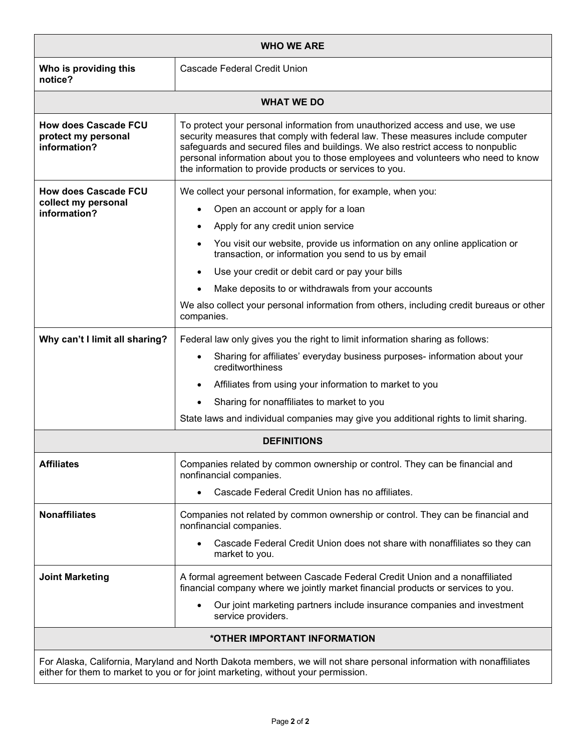| WHO WE ARE | |
|---|---|
| **Who is providing this notice?** | Cascade Federal Credit Union |
| **WHAT WE DO** | |
| **How does Cascade FCU protect my personal information?** | To protect your personal information from unauthorized access and use, we use security measures that comply with federal law. These measures include computer safeguards and secured files and buildings. We also restrict access to nonpublic personal information about you to those employees and volunteers who need to know the information to provide products or services to you. |
| **How does Cascade FCU collect my personal information?** | We collect your personal information, for example, when you: <br>• Open an account or apply for a loan <br>• Apply for any credit union service <br>• You visit our website, provide us information on any online application or transaction, or information you send to us by email <br>• Use your credit or debit card or pay your bills <br>• Make deposits to or withdrawals from your accounts <br>We also collect your personal information from others, including credit bureaus or other companies. |
| **Why can't I limit all sharing?** | Federal law only gives you the right to limit information sharing as follows: <br>• Sharing for affiliates' everyday business purposes- information about your creditworthiness <br>• Affiliates from using your information to market to you <br>• Sharing for nonaffiliates to market to you <br>State laws and individual companies may give you additional rights to limit sharing. |
| **DEFINITIONS** | |
| **Affiliates** | Companies related by common ownership or control. They can be financial and nonfinancial companies. <br>• Cascade Federal Credit Union has no affiliates. |
| **Nonaffiliates** | Companies not related by common ownership or control. They can be financial and nonfinancial companies. <br>• Cascade Federal Credit Union does not share with nonaffiliates so they can market to you. |
| **Joint Marketing** | A formal agreement between Cascade Federal Credit Union and a nonaffiliated financial company where we jointly market financial products or services to you. <br>• Our joint marketing partners include insurance companies and investment service providers. |
| ***OTHER IMPORTANT INFORMATION** | |
| For Alaska, California, Maryland and North Dakota members, we will not share personal information with nonaffiliates either for them to market to you or for joint marketing, without your permission. | |